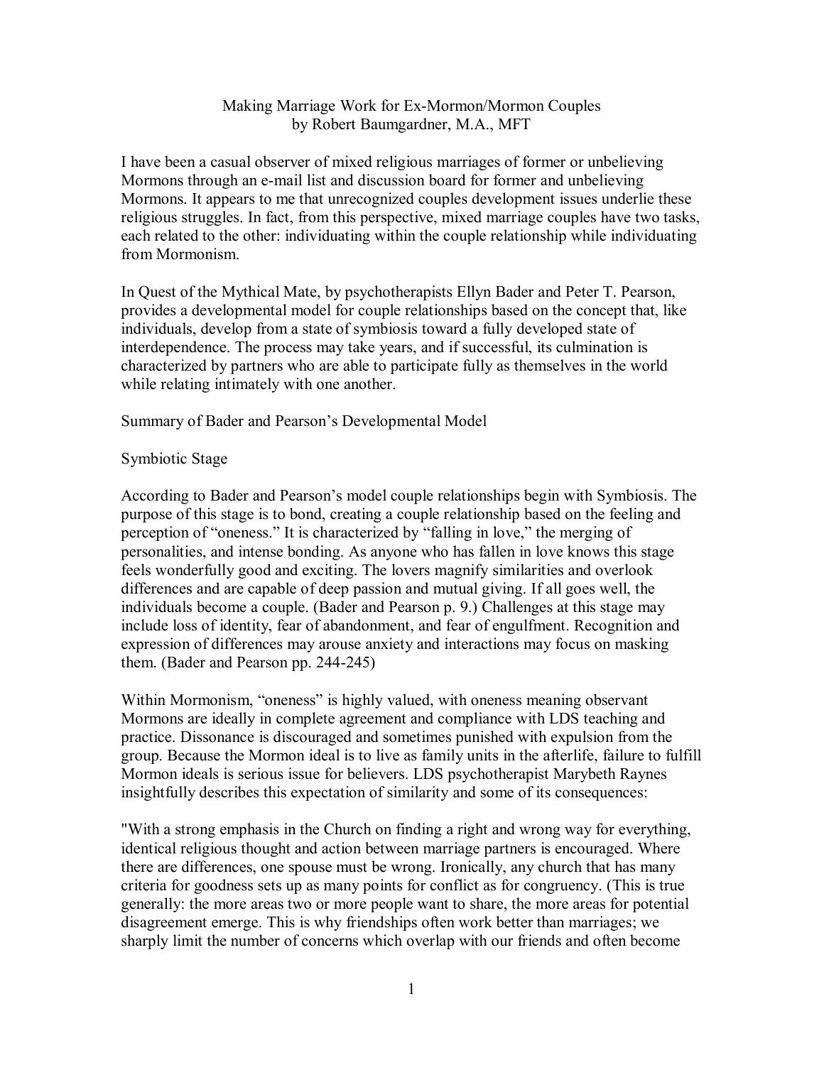# Making Marriage Work for Ex-Mormon/Mormon Couples

by Robert Baumgardner, M.A., MFT

I have been a casual observer of mixed religious marriages of former or unbelieving Mormons through an e-mail list and discussion board for former and unbelieving Mormons. It appears to me that unrecognized couples development issues underlie these religious struggles. In fact, from this perspective, mixed marriage couples have two tasks, each related to the other: individuating within the couple relationship while individuating from Mormonism.

In Quest of the Mythical Mate, by psychotherapists Ellyn Bader and Peter T. Pearson, provides a developmental model for couple relationships based on the concept that, like individuals, develop from a state of symbiosis toward a fully developed state of interdependence. The process may take years, and if successful, its culmination is characterized by partners who are able to participate fully as themselves in the world while relating intimately with one another.

## Summary of Bader and Pearson's Developmental Model

### Symbiotic Stage

According to Bader and Pearson's model couple relationships begin with Symbiosis. The purpose of this stage is to bond, creating a couple relationship based on the feeling and perception of "oneness." It is characterized by "falling in love," the merging of personalities, and intense bonding. As anyone who has fallen in love knows this stage feels wonderfully good and exciting. The lovers magnify similarities and overlook differences and are capable of deep passion and mutual giving. If all goes well, the individuals become a couple. (Bader and Pearson p. 9.) Challenges at this stage may include loss of identity, fear of abandonment, and fear of engulfment. Recognition and expression of differences may arouse anxiety and interactions may focus on masking them. (Bader and Pearson pp. 244-245)

Within Mormonism, "oneness" is highly valued, with oneness meaning observant Mormons are ideally in complete agreement and compliance with LDS teaching and practice. Dissonance is discouraged and sometimes punished with expulsion from the group. Because the Mormon ideal is to live as family units in the afterlife, failure to fulfill Mormon ideals is serious issue for believers. LDS psychotherapist Marybeth Raynes insightfully describes this expectation of similarity and some of its consequences:

"With a strong emphasis in the Church on finding a right and wrong way for everything, identical religious thought and action between marriage partners is encouraged. Where there are differences, one spouse must be wrong. Ironically, any church that has many criteria for goodness sets up as many points for conflict as for congruency. (This is true generally: the more areas two or more people want to share, the more areas for potential disagreement emerge. This is why friendships often work better than marriages; we sharply limit the number of concerns which overlap with our friends and often become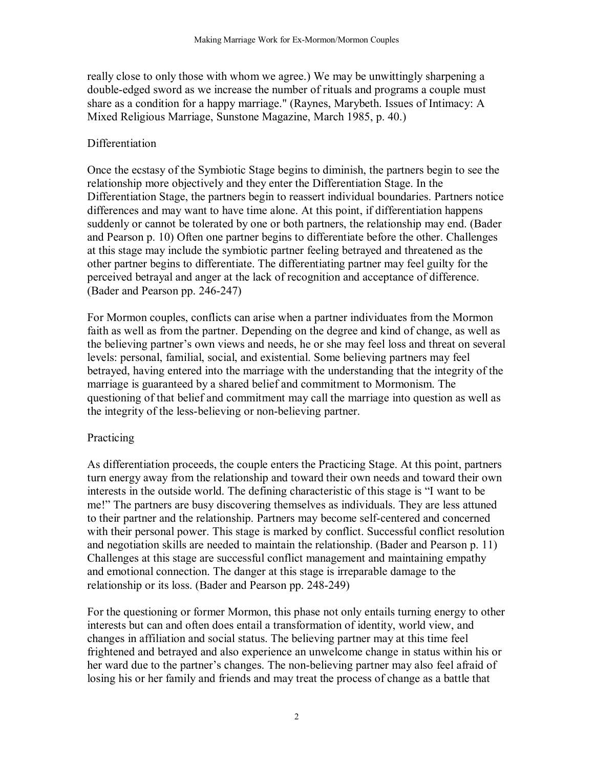really close to only those with whom we agree.) We may be unwittingly sharpening a double-edged sword as we increase the number of rituals and programs a couple must share as a condition for a happy marriage." (Raynes, Marybeth. Issues of Intimacy: A Mixed Religious Marriage, Sunstone Magazine, March 1985, p. 40.)

## Differentiation

Once the ecstasy of the Symbiotic Stage begins to diminish, the partners begin to see the relationship more objectively and they enter the Differentiation Stage. In the Differentiation Stage, the partners begin to reassert individual boundaries. Partners notice differences and may want to have time alone. At this point, if differentiation happens suddenly or cannot be tolerated by one or both partners, the relationship may end. (Bader and Pearson p. 10) Often one partner begins to differentiate before the other. Challenges at this stage may include the symbiotic partner feeling betrayed and threatened as the other partner begins to differentiate. The differentiating partner may feel guilty for the perceived betrayal and anger at the lack of recognition and acceptance of difference. (Bader and Pearson pp. 246-247)

For Mormon couples, conflicts can arise when a partner individuates from the Mormon faith as well as from the partner. Depending on the degree and kind of change, as well as the believing partner's own views and needs, he or she may feel loss and threat on several levels: personal, familial, social, and existential. Some believing partners may feel betrayed, having entered into the marriage with the understanding that the integrity of the marriage is guaranteed by a shared belief and commitment to Mormonism. The questioning of that belief and commitment may call the marriage into question as well as the integrity of the less-believing or non-believing partner.

## Practicing

As differentiation proceeds, the couple enters the Practicing Stage. At this point, partners turn energy away from the relationship and toward their own needs and toward their own interests in the outside world. The defining characteristic of this stage is "I want to be me!" The partners are busy discovering themselves as individuals. They are less attuned to their partner and the relationship. Partners may become self-centered and concerned with their personal power. This stage is marked by conflict. Successful conflict resolution and negotiation skills are needed to maintain the relationship. (Bader and Pearson p. 11) Challenges at this stage are successful conflict management and maintaining empathy and emotional connection. The danger at this stage is irreparable damage to the relationship or its loss. (Bader and Pearson pp. 248-249)

For the questioning or former Mormon, this phase not only entails turning energy to other interests but can and often does entail a transformation of identity, world view, and changes in affiliation and social status. The believing partner may at this time feel frightened and betrayed and also experience an unwelcome change in status within his or her ward due to the partner's changes. The non-believing partner may also feel afraid of losing his or her family and friends and may treat the process of change as a battle that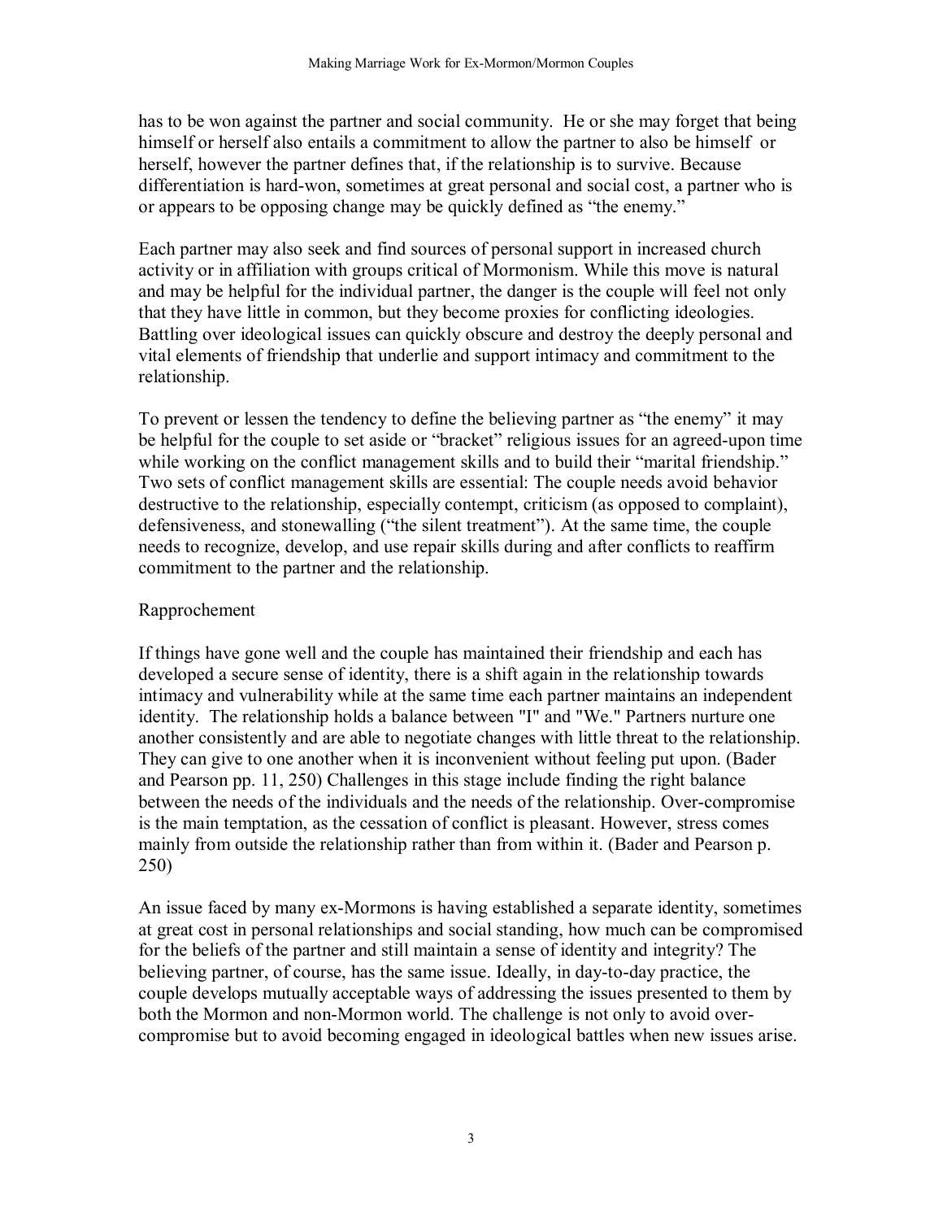has to be won against the partner and social community. He or she may forget that being himself or herself also entails a commitment to allow the partner to also be himself or herself, however the partner defines that, if the relationship is to survive. Because differentiation is hard-won, sometimes at great personal and social cost, a partner who is or appears to be opposing change may be quickly defined as "the enemy."

Each partner may also seek and find sources of personal support in increased church activity or in affiliation with groups critical of Mormonism. While this move is natural and may be helpful for the individual partner, the danger is the couple will feel not only that they have little in common, but they become proxies for conflicting ideologies. Battling over ideological issues can quickly obscure and destroy the deeply personal and vital elements of friendship that underlie and support intimacy and commitment to the relationship.

To prevent or lessen the tendency to define the believing partner as "the enemy" it may be helpful for the couple to set aside or "bracket" religious issues for an agreed-upon time while working on the conflict management skills and to build their "marital friendship." Two sets of conflict management skills are essential: The couple needs avoid behavior destructive to the relationship, especially contempt, criticism (as opposed to complaint), defensiveness, and stonewalling ("the silent treatment"). At the same time, the couple needs to recognize, develop, and use repair skills during and after conflicts to reaffirm commitment to the partner and the relationship.

## Rapprochement

If things have gone well and the couple has maintained their friendship and each has developed a secure sense of identity, there is a shift again in the relationship towards intimacy and vulnerability while at the same time each partner maintains an independent identity. The relationship holds a balance between "I" and "We." Partners nurture one another consistently and are able to negotiate changes with little threat to the relationship. They can give to one another when it is inconvenient without feeling put upon. (Bader and Pearson pp. 11, 250) Challenges in this stage include finding the right balance between the needs of the individuals and the needs of the relationship. Over-compromise is the main temptation, as the cessation of conflict is pleasant. However, stress comes mainly from outside the relationship rather than from within it. (Bader and Pearson p. 250)

An issue faced by many ex-Mormons is having established a separate identity, sometimes at great cost in personal relationships and social standing, how much can be compromised for the beliefs of the partner and still maintain a sense of identity and integrity? The believing partner, of course, has the same issue. Ideally, in day-to-day practice, the couple develops mutually acceptable ways of addressing the issues presented to them by both the Mormon and non-Mormon world. The challenge is not only to avoid over-compromise but to avoid becoming engaged in ideological battles when new issues arise.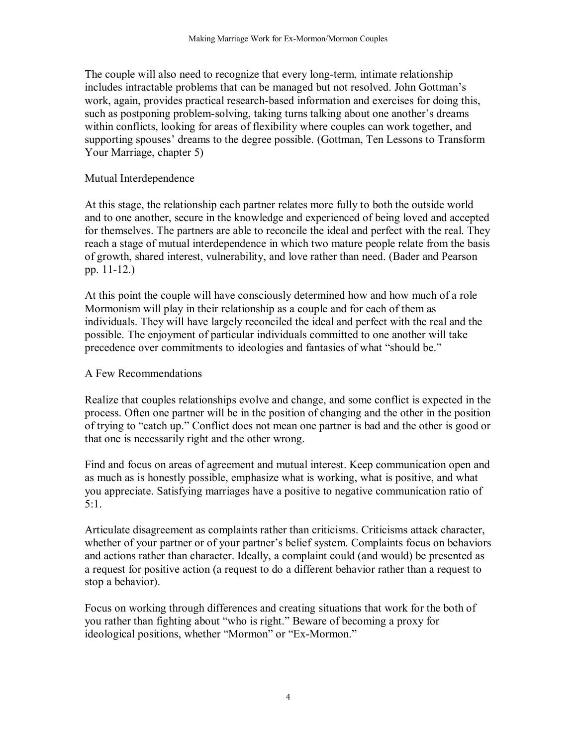The couple will also need to recognize that every long-term, intimate relationship includes intractable problems that can be managed but not resolved. John Gottman's work, again, provides practical research-based information and exercises for doing this, such as postponing problem-solving, taking turns talking about one another's dreams within conflicts, looking for areas of flexibility where couples can work together, and supporting spouses' dreams to the degree possible. (Gottman, Ten Lessons to Transform Your Marriage, chapter 5)

## Mutual Interdependence

At this stage, the relationship each partner relates more fully to both the outside world and to one another, secure in the knowledge and experienced of being loved and accepted for themselves. The partners are able to reconcile the ideal and perfect with the real. They reach a stage of mutual interdependence in which two mature people relate from the basis of growth, shared interest, vulnerability, and love rather than need. (Bader and Pearson pp. 11-12.)

At this point the couple will have consciously determined how and how much of a role Mormonism will play in their relationship as a couple and for each of them as individuals. They will have largely reconciled the ideal and perfect with the real and the possible. The enjoyment of particular individuals committed to one another will take precedence over commitments to ideologies and fantasies of what "should be."

## A Few Recommendations

Realize that couples relationships evolve and change, and some conflict is expected in the process. Often one partner will be in the position of changing and the other in the position of trying to "catch up." Conflict does not mean one partner is bad and the other is good or that one is necessarily right and the other wrong.

Find and focus on areas of agreement and mutual interest. Keep communication open and as much as is honestly possible, emphasize what is working, what is positive, and what you appreciate. Satisfying marriages have a positive to negative communication ratio of 5:1.

Articulate disagreement as complaints rather than criticisms. Criticisms attack character, whether of your partner or of your partner's belief system. Complaints focus on behaviors and actions rather than character. Ideally, a complaint could (and would) be presented as a request for positive action (a request to do a different behavior rather than a request to stop a behavior).

Focus on working through differences and creating situations that work for the both of you rather than fighting about "who is right." Beware of becoming a proxy for ideological positions, whether "Mormon" or "Ex-Mormon."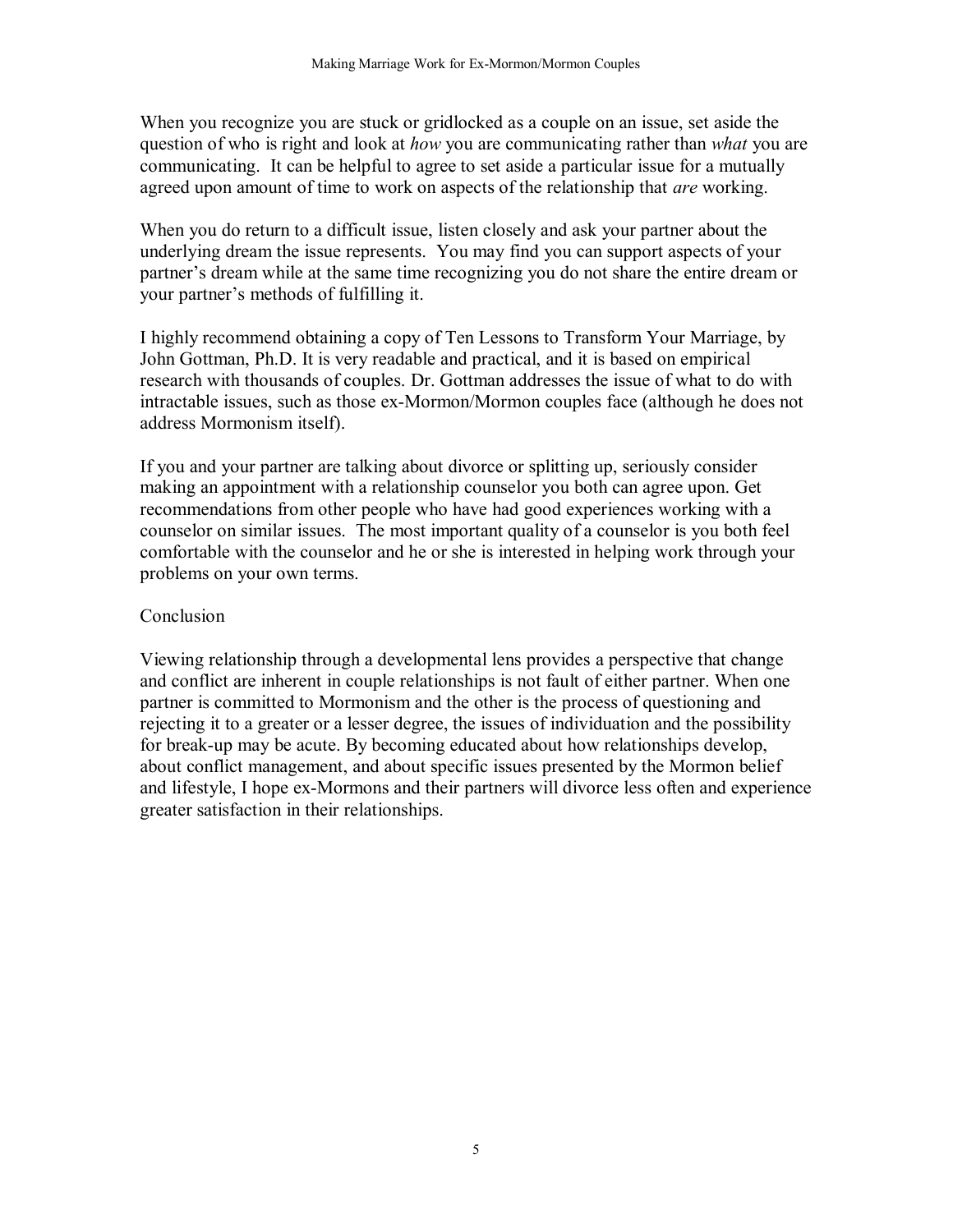When you recognize you are stuck or gridlocked as a couple on an issue, set aside the question of who is right and look at *how* you are communicating rather than *what* you are communicating. It can be helpful to agree to set aside a particular issue for a mutually agreed upon amount of time to work on aspects of the relationship that *are* working.

When you do return to a difficult issue, listen closely and ask your partner about the underlying dream the issue represents. You may find you can support aspects of your partner's dream while at the same time recognizing you do not share the entire dream or your partner's methods of fulfilling it.

I highly recommend obtaining a copy of Ten Lessons to Transform Your Marriage, by John Gottman, Ph.D. It is very readable and practical, and it is based on empirical research with thousands of couples. Dr. Gottman addresses the issue of what to do with intractable issues, such as those ex-Mormon/Mormon couples face (although he does not address Mormonism itself).

If you and your partner are talking about divorce or splitting up, seriously consider making an appointment with a relationship counselor you both can agree upon. Get recommendations from other people who have had good experiences working with a counselor on similar issues. The most important quality of a counselor is you both feel comfortable with the counselor and he or she is interested in helping work through your problems on your own terms.

## Conclusion

Viewing relationship through a developmental lens provides a perspective that change and conflict are inherent in couple relationships is not fault of either partner. When one partner is committed to Mormonism and the other is the process of questioning and rejecting it to a greater or a lesser degree, the issues of individuation and the possibility for break-up may be acute. By becoming educated about how relationships develop, about conflict management, and about specific issues presented by the Mormon belief and lifestyle, I hope ex-Mormons and their partners will divorce less often and experience greater satisfaction in their relationships.